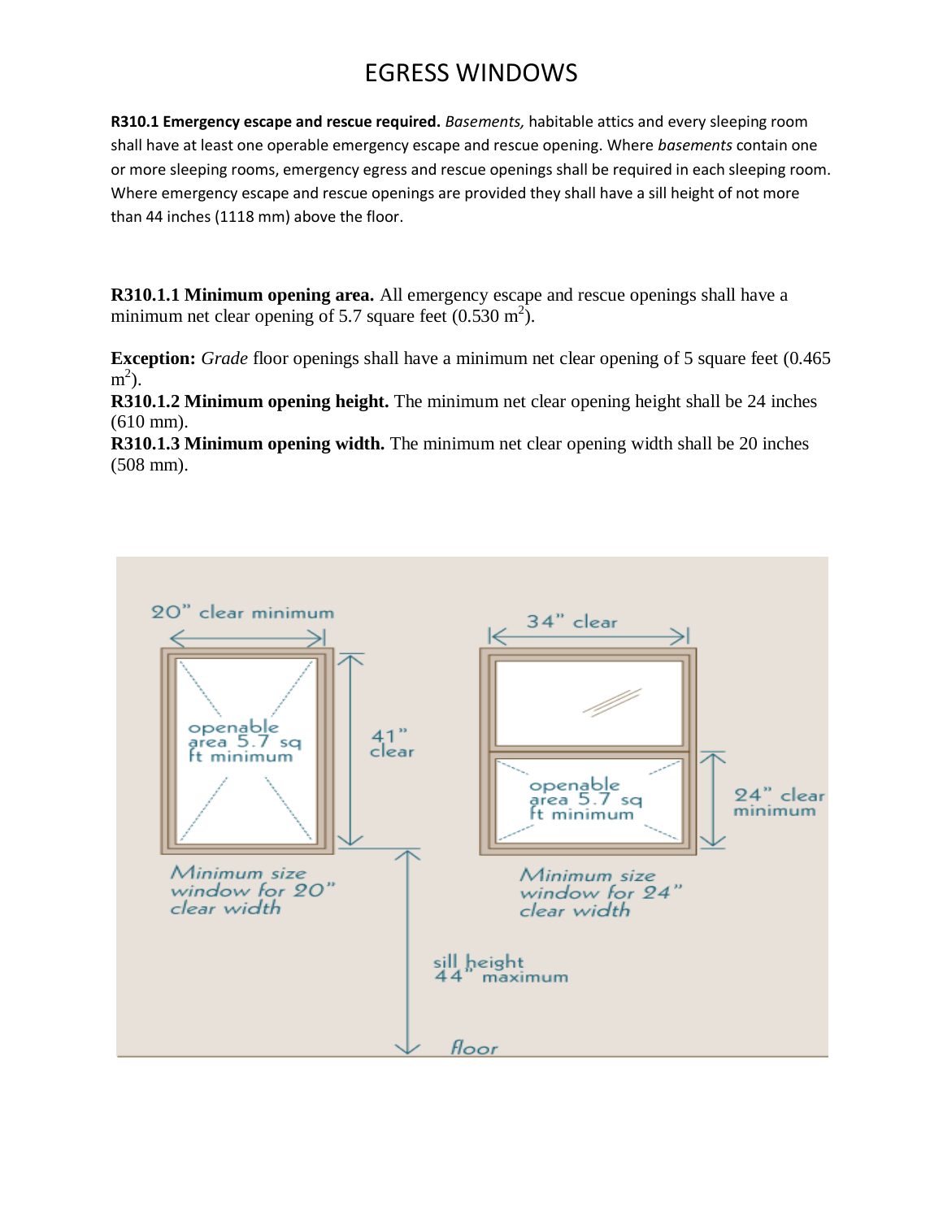# EGRESS WINDOWS

**R310.1 Emergency escape and rescue required.** *Basements,* habitable attics and every sleeping room shall have at least one operable emergency escape and rescue opening. Where *basements* contain one or more sleeping rooms, emergency egress and rescue openings shall be required in each sleeping room. Where emergency escape and rescue openings are provided they shall have a sill height of not more than 44 inches (1118 mm) above the floor.

**R310.1.1 Minimum opening area.** All emergency escape and rescue openings shall have a minimum net clear opening of 5.7 square feet (0.530 $m^2$).

**Exception:** *Grade* floor openings shall have a minimum net clear opening of 5 square feet (0.465 $m^2$).

**R310.1.2 Minimum opening height.** The minimum net clear opening height shall be 24 inches (610 mm).

**R310.1.3 Minimum opening width.** The minimum net clear opening width shall be 20 inches (508 mm).

20" clear minimum

openable area 5.7 sq ft minimum

41" clear

Minimum size window for 20" clear width

34" clear

openable area 5.7 sq ft minimum

24" clear minimum

Minimum size window for 24" clear width

sill height 44" maximum

floor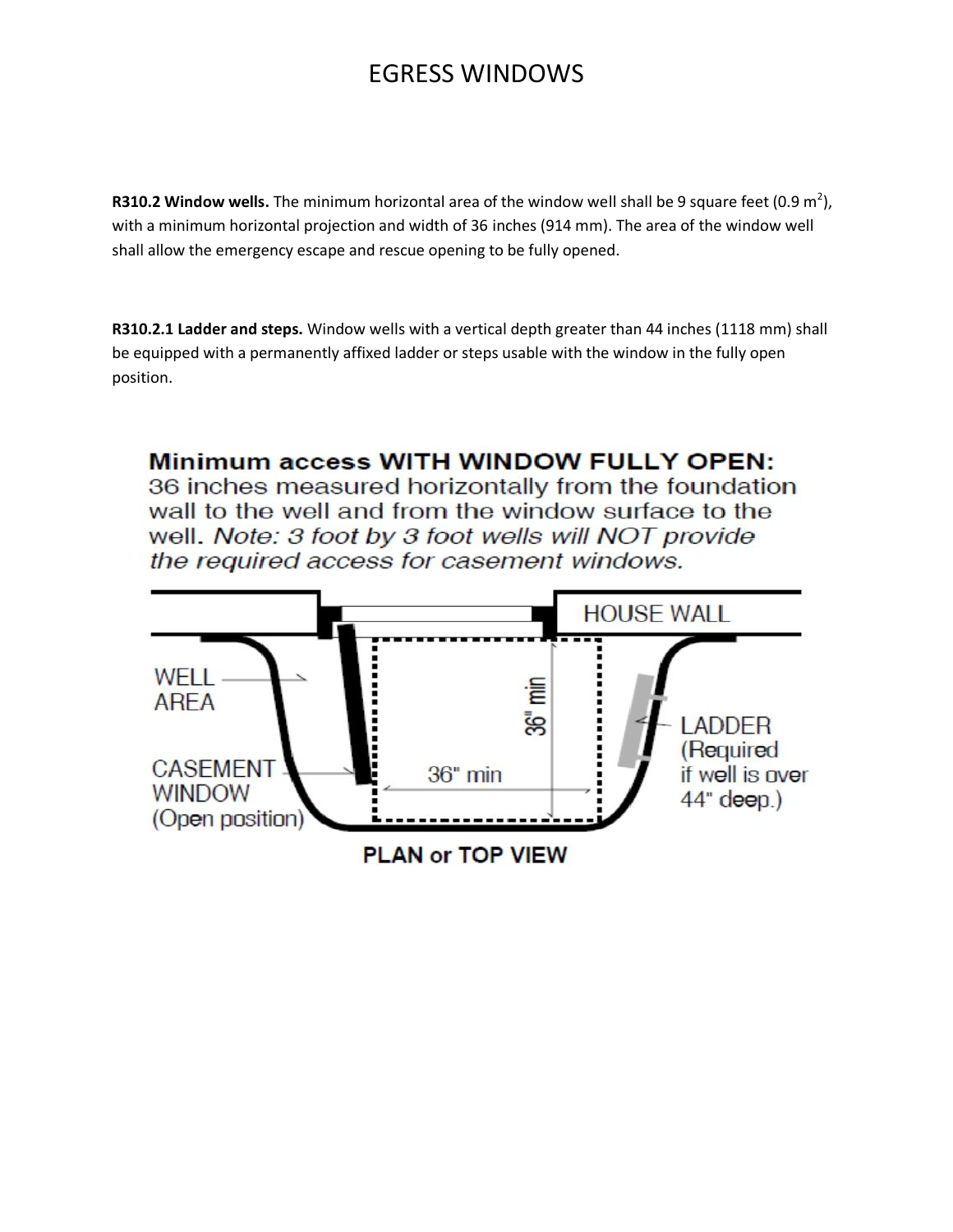# EGRESS WINDOWS

**R310.2 Window wells.** The minimum horizontal area of the window well shall be 9 square feet (0.9 $m^2$), with a minimum horizontal projection and width of 36 inches (914 mm). The area of the window well shall allow the emergency escape and rescue opening to be fully opened.

**R310.2.1 Ladder and steps.** Window wells with a vertical depth greater than 44 inches (1118 mm) shall be equipped with a permanently affixed ladder or steps usable with the window in the fully open position.

**Minimum access WITH WINDOW FULLY OPEN:**
36 inches measured horizontally from the foundation wall to the well and from the window surface to the well. *Note: 3 foot by 3 foot wells will NOT provide the required access for casement windows.*

HOUSE WALL

WELL AREA

CASEMENT WINDOW (Open position)

36" min

36" min

LADDER (Required if well is over 44" deep.)

**PLAN or TOP VIEW**